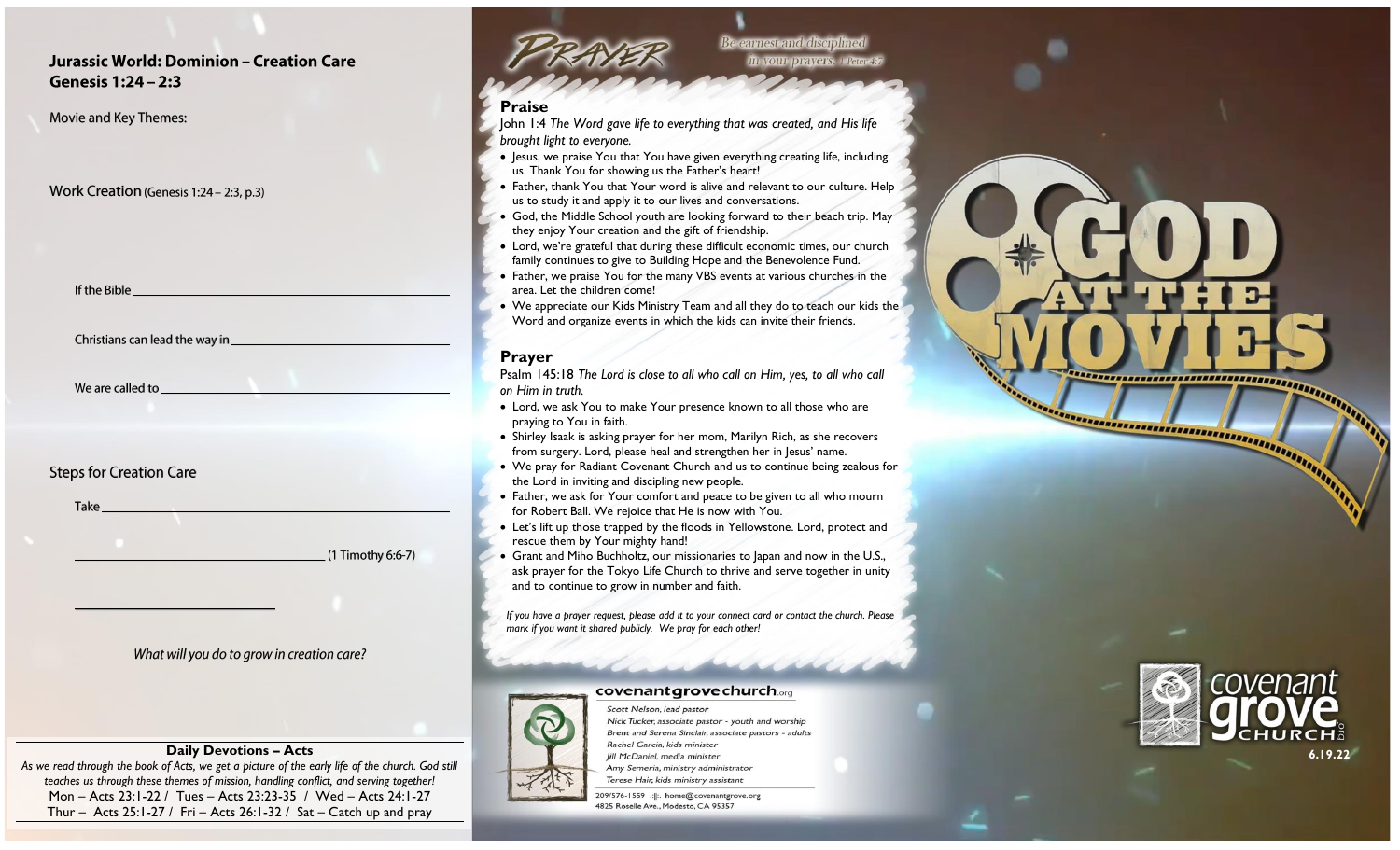## Jurassic World: Dominion – Creation Care
## Genesis 1:24 – 2:3

Movie and Key Themes:

Work Creation (Genesis 1:24 – 2:3, p.3)

If the Bible \_\_\_\_\_\_\_\_\_\_\_\_\_\_\_\_\_\_\_\_\_\_\_\_\_\_\_\_\_\_\_\_\_\_\_\_\_\_\_\_

Christians can lead the way in \_\_\_\_\_\_\_\_\_\_\_\_\_\_\_\_\_\_\_\_\_\_\_\_\_\_\_\_\_\_\_\_

We are called to \_\_\_\_\_\_\_\_\_\_\_\_\_\_\_\_\_\_\_\_\_\_\_\_\_\_\_\_\_\_\_\_\_\_\_\_\_\_\_\_

Steps for Creation Care

Take \_\_\_\_\_\_\_\_\_\_\_\_\_\_\_\_\_\_\_\_\_\_\_\_\_\_\_\_\_\_\_\_\_\_\_\_\_\_\_\_\_\_\_\_\_\_\_\_

\_\_\_\_\_\_\_\_\_\_\_\_\_\_\_\_\_\_\_\_\_\_\_\_\_\_\_\_\_\_\_\_\_\_\_\_ (1 Timothy 6:6-7)

\_\_\_\_\_\_\_\_\_\_\_\_\_\_\_\_\_\_\_\_\_\_\_\_\_

*What will you do to grow in creation care?*

**Daily Devotions – Acts**

*As we read through the book of Acts, we get a picture of the early life of the church. God still teaches us through these themes of mission, handling conflict, and serving together!*

Mon – Acts 23:1-22 / Tues – Acts 23:23-35 / Wed – Acts 24:1-27
Thur – Acts 25:1-27 / Fri – Acts 26:1-32 / Sat – Catch up and pray

# PRAYER

*Be earnest and disciplined in your prayers. 1 Peter 4:7*

## Praise

John 1:4 *The Word gave life to everything that was created, and His life brought light to everyone.*

- Jesus, we praise You that You have given everything creating life, including us. Thank You for showing us the Father's heart!
- Father, thank You that Your word is alive and relevant to our culture. Help us to study it and apply it to our lives and conversations.
- God, the Middle School youth are looking forward to their beach trip. May they enjoy Your creation and the gift of friendship.
- Lord, we're grateful that during these difficult economic times, our church family continues to give to Building Hope and the Benevolence Fund.
- Father, we praise You for the many VBS events at various churches in the area. Let the children come!
- We appreciate our Kids Ministry Team and all they do to teach our kids the Word and organize events in which the kids can invite their friends.

## Prayer

Psalm 145:18 *The Lord is close to all who call on Him, yes, to all who call on Him in truth.*

- Lord, we ask You to make Your presence known to all those who are praying to You in faith.
- Shirley Isaak is asking prayer for her mom, Marilyn Rich, as she recovers from surgery. Lord, please heal and strengthen her in Jesus' name.
- We pray for Radiant Covenant Church and us to continue being zealous for the Lord in inviting and discipling new people.
- Father, we ask for Your comfort and peace to be given to all who mourn for Robert Ball. We rejoice that He is now with You.
- Let's lift up those trapped by the floods in Yellowstone. Lord, protect and rescue them by Your mighty hand!
- Grant and Miho Buchholtz, our missionaries to Japan and now in the U.S., ask prayer for the Tokyo Life Church to thrive and serve together in unity and to continue to grow in number and faith.

*If you have a prayer request, please add it to your connect card or contact the church. Please mark if you want it shared publicly. We pray for each other!*

**covenantgrovechurch**.org

*Scott Nelson, lead pastor*
*Nick Tucker, associate pastor - youth and worship*
*Brent and Serena Sinclair, associate pastors - adults*
*Rachel Garcia, kids minister*
*Jill McDaniel, media minister*
*Amy Semeria, ministry administrator*
*Terese Hair, kids ministry assistant*

209/576-1559 .:||:. home@covenantgrove.org
4825 Roselle Ave., Modesto, CA 95357

# GOD AT THE MOVIES

covenant grove CHURCH .org

6.19.22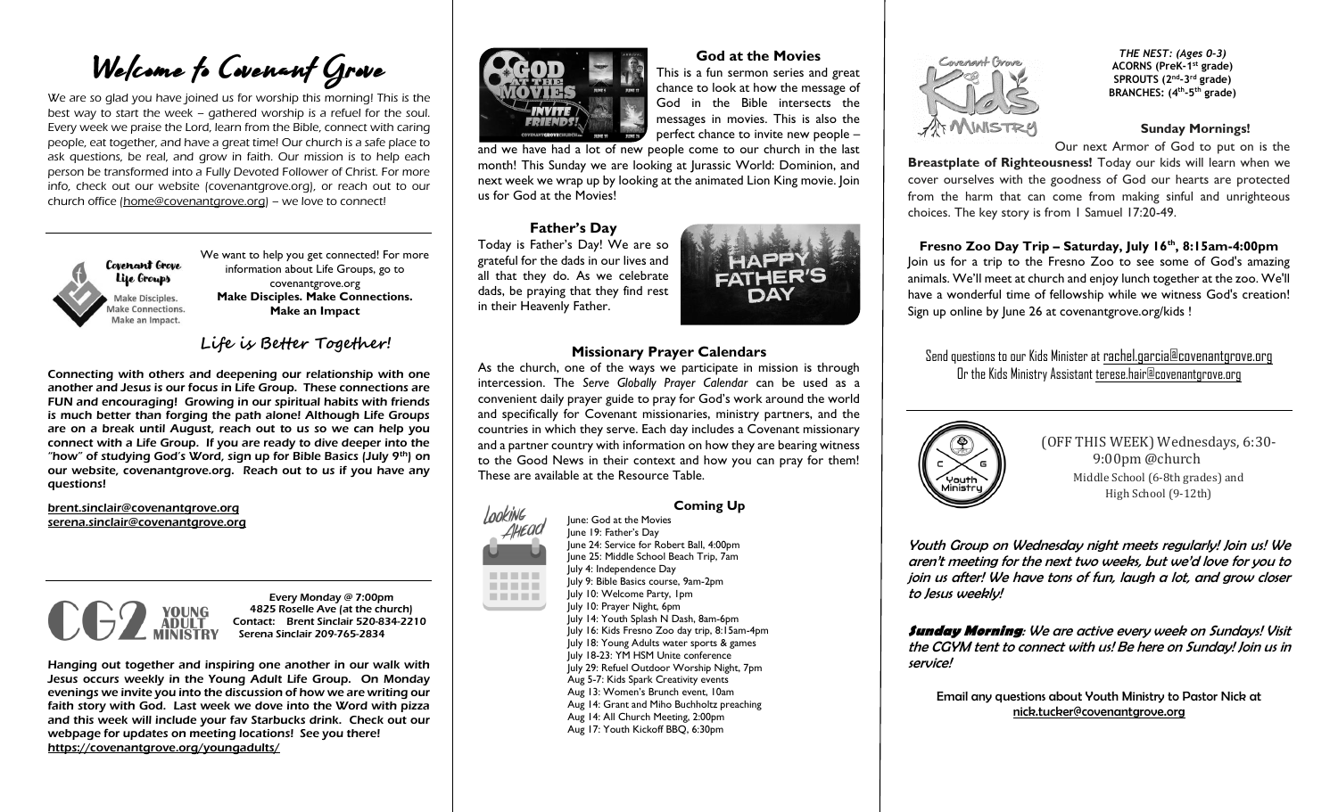# Welcome to Covenant Grove

We are so glad you have joined us for worship this morning! This is the best way to start the week – gathered worship is a refuel for the soul. Every week we praise the Lord, learn from the Bible, connect with caring people, eat together, and have a great time! Our church is a safe place to ask questions, be real, and grow in faith. Our mission is to help each person be transformed into a Fully Devoted Follower of Christ. For more info, check out our website (covenantgrove.org), or reach out to our church office (home@covenantgrove.org) – we love to connect!

Covenant Grove Life Groups

Make Disciples. Make Connections. Make an Impact.

We want to help you get connected! For more information about Life Groups, go to covenantgrove.org

**Make Disciples. Make Connections. Make an Impact**

## Life is Better Together!

**Connecting with others and deepening our relationship with one another and Jesus is our focus in Life Group. These connections are FUN and encouraging! Growing in our spiritual habits with friends is much better than forging the path alone! Although Life Groups are on a break until August, reach out to us so we can help you connect with a Life Group. If you are ready to dive deeper into the "how" of studying God's Word, sign up for Bible Basics (July 9th) on our website, covenantgrove.org. Reach out to us if you have any questions!**

**brent.sinclair@covenantgrove.org**
**serena.sinclair@covenantgrove.org**

CG2 YOUNG ADULT MINISTRY

**Every Monday @ 7:00pm**
**4825 Roselle Ave (at the church)**
**Contact: Brent Sinclair 520-834-2210**
**Serena Sinclair 209-765-2834**

**Hanging out together and inspiring one another in our walk with Jesus occurs weekly in the Young Adult Life Group. On Monday evenings we invite you into the discussion of how we are writing our faith story with God. Last week we dove into the Word with pizza and this week will include your fav Starbucks drink. Check out our webpage for updates on meeting locations! See you there!**
**https://covenantgrove.org/youngadults/**

### God at the Movies

This is a fun sermon series and great chance to look at how the message of God in the Bible intersects the messages in movies. This is also the perfect chance to invite new people – and we have had a lot of new people come to our church in the last month! This Sunday we are looking at Jurassic World: Dominion, and next week we wrap up by looking at the animated Lion King movie. Join us for God at the Movies!

### Father's Day

Today is Father's Day! We are so grateful for the dads in our lives and all that they do. As we celebrate dads, be praying that they find rest in their Heavenly Father.

### Missionary Prayer Calendars

As the church, one of the ways we participate in mission is through intercession. The *Serve Globally Prayer Calendar* can be used as a convenient daily prayer guide to pray for God's work around the world and specifically for Covenant missionaries, ministry partners, and the countries in which they serve. Each day includes a Covenant missionary and a partner country with information on how they are bearing witness to the Good News in their context and how you can pray for them! These are available at the Resource Table.

### Coming Up

Looking Ahead

June: God at the Movies
June 19: Father's Day
June 24: Service for Robert Ball, 4:00pm
June 25: Middle School Beach Trip, 7am
July 4: Independence Day
July 9: Bible Basics course, 9am-2pm
July 10: Welcome Party, 1pm
July 10: Prayer Night, 6pm
July 14: Youth Splash N Dash, 8am-6pm
July 16: Kids Fresno Zoo day trip, 8:15am-4pm
July 18: Young Adults water sports & games
July 18-23: YM HSM Unite conference
July 29: Refuel Outdoor Worship Night, 7pm
Aug 5-7: Kids Spark Creativity events
Aug 13: Women's Brunch event, 10am
Aug 14: Grant and Miho Buchholtz preaching
Aug 14: All Church Meeting, 2:00pm
Aug 17: Youth Kickoff BBQ, 6:30pm

Covenant Grove Kids Ministry

*THE NEST: (Ages 0-3)*
**ACORNS (PreK-1st grade)**
**SPROUTS (2nd-3rd grade)**
**BRANCHES: (4th-5th grade)**

### Sunday Mornings!

Our next Armor of God to put on is the **Breastplate of Righteousness!** Today our kids will learn when we cover ourselves with the goodness of God our hearts are protected from the harm that can come from making sinful and unrighteous choices. The key story is from 1 Samuel 17:20-49.

### Fresno Zoo Day Trip – Saturday, July 16th, 8:15am-4:00pm

Join us for a trip to the Fresno Zoo to see some of God's amazing animals. We'll meet at church and enjoy lunch together at the zoo. We'll have a wonderful time of fellowship while we witness God's creation! Sign up online by June 26 at covenantgrove.org/kids !

Send questions to our Kids Minister at rachel.garcia@covenantgrove.org
Or the Kids Ministry Assistant terese.hair@covenantgrove.org

CG Youth Ministry

(OFF THIS WEEK) Wednesdays, 6:30-9:00pm @church
Middle School (6-8th grades) and High School (9-12th)

*Youth Group on Wednesday night meets regularly! Join us! We aren't meeting for the next two weeks, but we'd love for you to join us after! We have tons of fun, laugh a lot, and grow closer to Jesus weekly!*

***Sunday Morning**: We are active every week on Sundays! Visit the CGYM tent to connect with us! Be here on Sunday! Join us in service!*

Email any questions about Youth Ministry to Pastor Nick at nick.tucker@covenantgrove.org